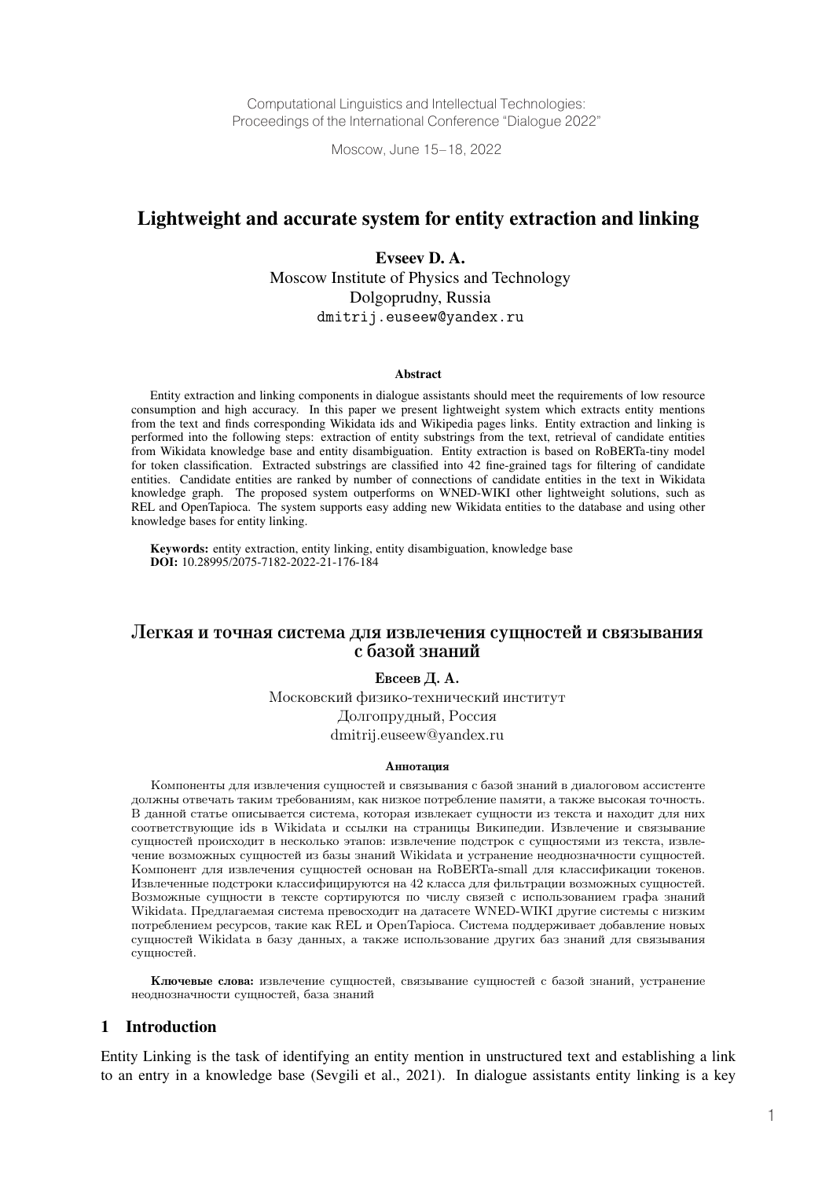Computational Linguistics and Intellectual Technologies:
Proceedings of the International Conference "Dialogue 2022"

Moscow, June 15–18, 2022

# Lightweight and accurate system for entity extraction and linking

**Evseev D. A.**
Moscow Institute of Physics and Technology
Dolgoprudny, Russia
dmitrij.euseew@yandex.ru

### Abstract

Entity extraction and linking components in dialogue assistants should meet the requirements of low resource consumption and high accuracy. In this paper we present lightweight system which extracts entity mentions from the text and finds corresponding Wikidata ids and Wikipedia pages links. Entity extraction and linking is performed into the following steps: extraction of entity substrings from the text, retrieval of candidate entities from Wikidata knowledge base and entity disambiguation. Entity extraction is based on RoBERTa-tiny model for token classification. Extracted substrings are classified into 42 fine-grained tags for filtering of candidate entities. Candidate entities are ranked by number of connections of candidate entities in the text in Wikidata knowledge graph. The proposed system outperforms on WNED-WIKI other lightweight solutions, such as REL and OpenTapioca. The system supports easy adding new Wikidata entities to the database and using other knowledge bases for entity linking.

**Keywords:** entity extraction, entity linking, entity disambiguation, knowledge base
**DOI:** 10.28995/2075-7182-2022-21-176-184

# Легкая и точная система для извлечения сущностей и связывания с базой знаний

**Евсеев Д. А.**
Московский физико-технический институт
Долгопрудный, Россия
dmitrij.euseew@yandex.ru

### Аннотация

Компоненты для извлечения сущностей и связывания с базой знаний в диалоговом ассистенте должны отвечать таким требованиям, как низкое потребление памяти, а также высокая точность. В данной статье описывается система, которая извлекает сущности из текста и находит для них соответствующие ids в Wikidata и ссылки на страницы Википедии. Извлечение и связывание сущностей происходит в несколько этапов: извлечение подстрок с сущностями из текста, извлечение возможных сущностей из базы знаний Wikidata и устранение неоднозначности сущностей. Компонент для извлечения сущностей основан на RoBERTa-small для классификации токенов. Извлеченные подстроки классифицируются на 42 класса для фильтрации возможных сущностей. Возможные сущности в тексте сортируются по числу связей с использованием графа знаний Wikidata. Предлагаемая система превосходит на датасете WNED-WIKI другие системы с низким потреблением ресурсов, такие как REL и OpenTapioca. Система поддерживает добавление новых сущностей Wikidata в базу данных, а также использование других баз знаний для связывания сущностей.

**Ключевые слова:** извлечение сущностей, связывание сущностей с базой знаний, устранение неоднозначности сущностей, база знаний

## 1 Introduction

Entity Linking is the task of identifying an entity mention in unstructured text and establishing a link to an entry in a knowledge base (Sevgili et al., 2021). In dialogue assistants entity linking is a key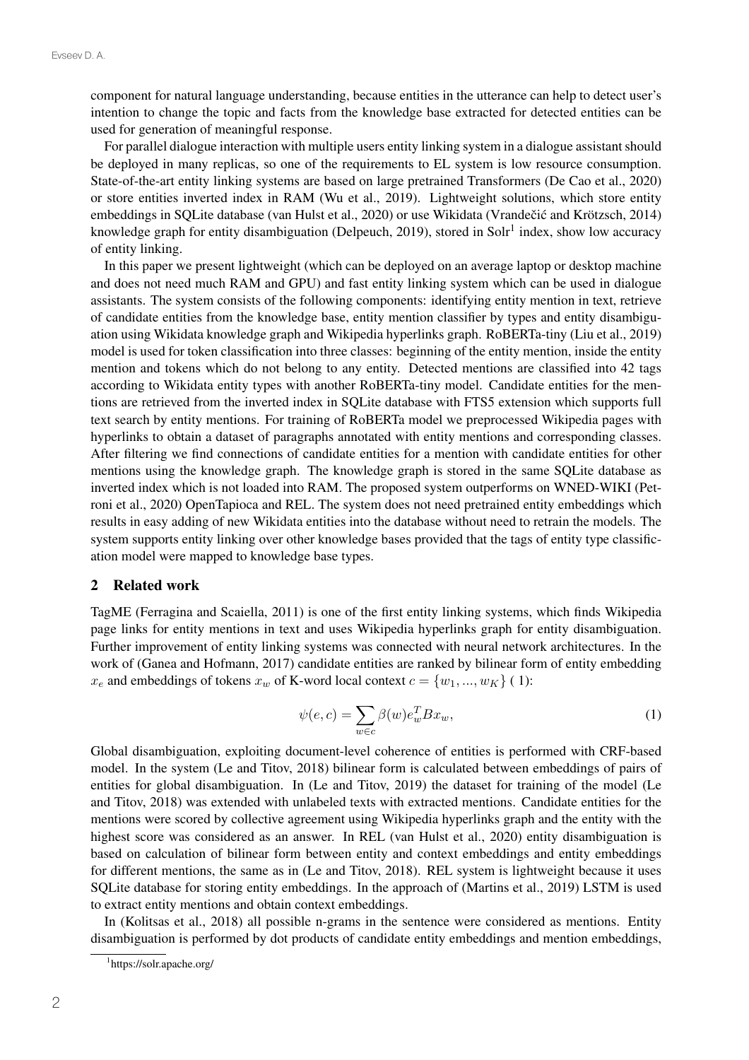component for natural language understanding, because entities in the utterance can help to detect user's intention to change the topic and facts from the knowledge base extracted for detected entities can be used for generation of meaningful response.

For parallel dialogue interaction with multiple users entity linking system in a dialogue assistant should be deployed in many replicas, so one of the requirements to EL system is low resource consumption. State-of-the-art entity linking systems are based on large pretrained Transformers (De Cao et al., 2020) or store entities inverted index in RAM (Wu et al., 2019). Lightweight solutions, which store entity embeddings in SQLite database (van Hulst et al., 2020) or use Wikidata (Vrandečić and Krötzsch, 2014) knowledge graph for entity disambiguation (Delpeuch, 2019), stored in Solr[1] index, show low accuracy of entity linking.

In this paper we present lightweight (which can be deployed on an average laptop or desktop machine and does not need much RAM and GPU) and fast entity linking system which can be used in dialogue assistants. The system consists of the following components: identifying entity mention in text, retrieve of candidate entities from the knowledge base, entity mention classifier by types and entity disambiguation using Wikidata knowledge graph and Wikipedia hyperlinks graph. RoBERTa-tiny (Liu et al., 2019) model is used for token classification into three classes: beginning of the entity mention, inside the entity mention and tokens which do not belong to any entity. Detected mentions are classified into 42 tags according to Wikidata entity types with another RoBERTa-tiny model. Candidate entities for the mentions are retrieved from the inverted index in SQLite database with FTS5 extension which supports full text search by entity mentions. For training of RoBERTa model we preprocessed Wikipedia pages with hyperlinks to obtain a dataset of paragraphs annotated with entity mentions and corresponding classes. After filtering we find connections of candidate entities for a mention with candidate entities for other mentions using the knowledge graph. The knowledge graph is stored in the same SQLite database as inverted index which is not loaded into RAM. The proposed system outperforms on WNED-WIKI (Petroni et al., 2020) OpenTapioca and REL. The system does not need pretrained entity embeddings which results in easy adding of new Wikidata entities into the database without need to retrain the models. The system supports entity linking over other knowledge bases provided that the tags of entity type classification model were mapped to knowledge base types.

## 2 Related work

TagME (Ferragina and Scaiella, 2011) is one of the first entity linking systems, which finds Wikipedia page links for entity mentions in text and uses Wikipedia hyperlinks graph for entity disambiguation. Further improvement of entity linking systems was connected with neural network architectures. In the work of (Ganea and Hofmann, 2017) candidate entities are ranked by bilinear form of entity embedding $x_e$ and embeddings of tokens $x_w$ of K-word local context $c = \{w_1, ..., w_K\}$ ( 1):

$$\psi(e, c) = \sum_{w \in c} \beta(w) e_w^T B x_w, \tag{1}$$

Global disambiguation, exploiting document-level coherence of entities is performed with CRF-based model. In the system (Le and Titov, 2018) bilinear form is calculated between embeddings of pairs of entities for global disambiguation. In (Le and Titov, 2019) the dataset for training of the model (Le and Titov, 2018) was extended with unlabeled texts with extracted mentions. Candidate entities for the mentions were scored by collective agreement using Wikipedia hyperlinks graph and the entity with the highest score was considered as an answer. In REL (van Hulst et al., 2020) entity disambiguation is based on calculation of bilinear form between entity and context embeddings and entity embeddings for different mentions, the same as in (Le and Titov, 2018). REL system is lightweight because it uses SQLite database for storing entity embeddings. In the approach of (Martins et al., 2019) LSTM is used to extract entity mentions and obtain context embeddings.

In (Kolitsas et al., 2018) all possible n-grams in the sentence were considered as mentions. Entity disambiguation is performed by dot products of candidate entity embeddings and mention embeddings,

[1]https://solr.apache.org/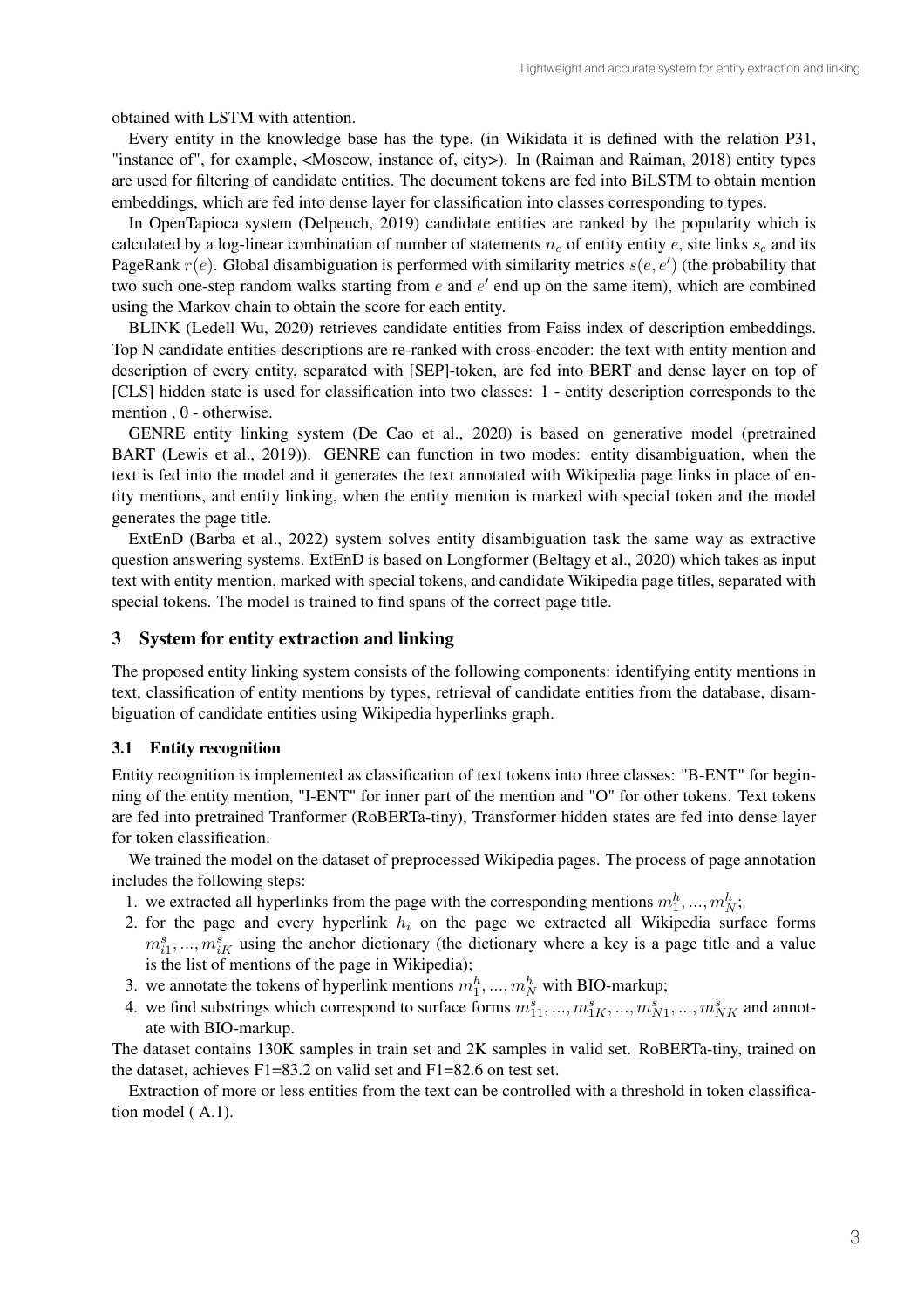obtained with LSTM with attention.

Every entity in the knowledge base has the type, (in Wikidata it is defined with the relation P31, "instance of", for example, <Moscow, instance of, city>). In (Raiman and Raiman, 2018) entity types are used for filtering of candidate entities. The document tokens are fed into BiLSTM to obtain mention embeddings, which are fed into dense layer for classification into classes corresponding to types.

In OpenTapioca system (Delpeuch, 2019) candidate entities are ranked by the popularity which is calculated by a log-linear combination of number of statements $n_e$ of entity entity $e$, site links $s_e$ and its PageRank $r(e)$. Global disambiguation is performed with similarity metrics $s(e, e')$ (the probability that two such one-step random walks starting from $e$ and $e'$ end up on the same item), which are combined using the Markov chain to obtain the score for each entity.

BLINK (Ledell Wu, 2020) retrieves candidate entities from Faiss index of description embeddings. Top N candidate entities descriptions are re-ranked with cross-encoder: the text with entity mention and description of every entity, separated with [SEP]-token, are fed into BERT and dense layer on top of [CLS] hidden state is used for classification into two classes: 1 - entity description corresponds to the mention , 0 - otherwise.

GENRE entity linking system (De Cao et al., 2020) is based on generative model (pretrained BART (Lewis et al., 2019)). GENRE can function in two modes: entity disambiguation, when the text is fed into the model and it generates the text annotated with Wikipedia page links in place of entity mentions, and entity linking, when the entity mention is marked with special token and the model generates the page title.

ExtEnD (Barba et al., 2022) system solves entity disambiguation task the same way as extractive question answering systems. ExtEnD is based on Longformer (Beltagy et al., 2020) which takes as input text with entity mention, marked with special tokens, and candidate Wikipedia page titles, separated with special tokens. The model is trained to find spans of the correct page title.

## 3 System for entity extraction and linking

The proposed entity linking system consists of the following components: identifying entity mentions in text, classification of entity mentions by types, retrieval of candidate entities from the database, disambiguation of candidate entities using Wikipedia hyperlinks graph.

### 3.1 Entity recognition

Entity recognition is implemented as classification of text tokens into three classes: "B-ENT" for beginning of the entity mention, "I-ENT" for inner part of the mention and "O" for other tokens. Text tokens are fed into pretrained Tranformer (RoBERTa-tiny), Transformer hidden states are fed into dense layer for token classification.

We trained the model on the dataset of preprocessed Wikipedia pages. The process of page annotation includes the following steps:

1. we extracted all hyperlinks from the page with the corresponding mentions $m_1^h, ..., m_N^h$;
2. for the page and every hyperlink $h_i$ on the page we extracted all Wikipedia surface forms $m_{i1}^s, ..., m_{iK}^s$ using the anchor dictionary (the dictionary where a key is a page title and a value is the list of mentions of the page in Wikipedia);
3. we annotate the tokens of hyperlink mentions $m_1^h, ..., m_N^h$ with BIO-markup;
4. we find substrings which correspond to surface forms $m_{11}^s, ..., m_{1K}^s, ..., m_{N1}^s, ..., m_{NK}^s$ and annotate with BIO-markup.

The dataset contains 130K samples in train set and 2K samples in valid set. RoBERTa-tiny, trained on the dataset, achieves F1=83.2 on valid set and F1=82.6 on test set.

Extraction of more or less entities from the text can be controlled with a threshold in token classification model ( A.1).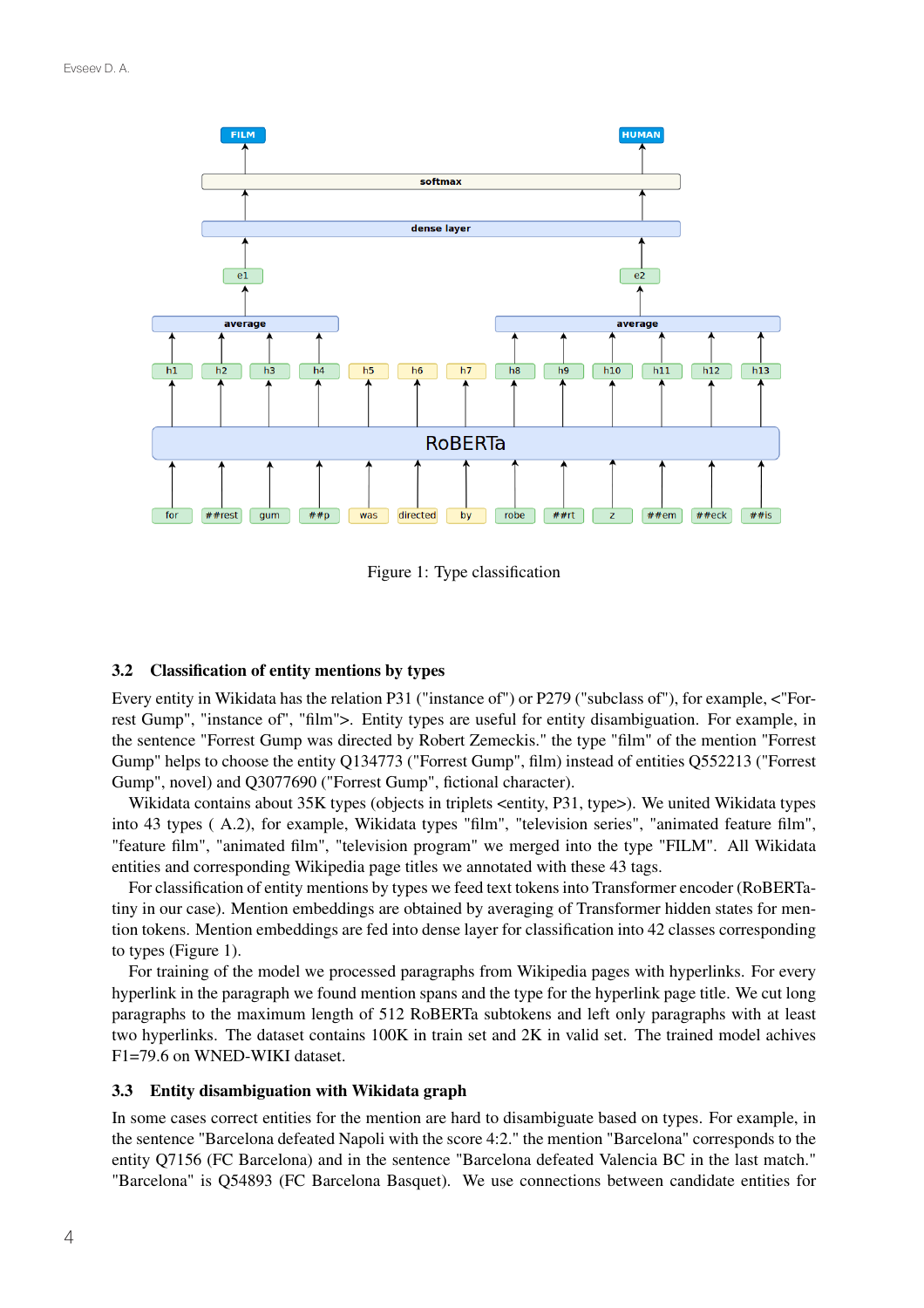Figure 1: Type classification

### 3.2 Classification of entity mentions by types

Every entity in Wikidata has the relation P31 ("instance of") or P279 ("subclass of"), for example, <"Forrest Gump", "instance of", "film">. Entity types are useful for entity disambiguation. For example, in the sentence "Forrest Gump was directed by Robert Zemeckis." the type "film" of the mention "Forrest Gump" helps to choose the entity Q134773 ("Forrest Gump", film) instead of entities Q552213 ("Forrest Gump", novel) and Q3077690 ("Forrest Gump", fictional character).

Wikidata contains about 35K types (objects in triplets <entity, P31, type>). We united Wikidata types into 43 types ( A.2), for example, Wikidata types "film", "television series", "animated feature film", "feature film", "animated film", "television program" we merged into the type "FILM". All Wikidata entities and corresponding Wikipedia page titles we annotated with these 43 tags.

For classification of entity mentions by types we feed text tokens into Transformer encoder (RoBERTa-tiny in our case). Mention embeddings are obtained by averaging of Transformer hidden states for mention tokens. Mention embeddings are fed into dense layer for classification into 42 classes corresponding to types (Figure 1).

For training of the model we processed paragraphs from Wikipedia pages with hyperlinks. For every hyperlink in the paragraph we found mention spans and the type for the hyperlink page title. We cut long paragraphs to the maximum length of 512 RoBERTa subtokens and left only paragraphs with at least two hyperlinks. The dataset contains 100K in train set and 2K in valid set. The trained model achives F1=79.6 on WNED-WIKI dataset.

### 3.3 Entity disambiguation with Wikidata graph

In some cases correct entities for the mention are hard to disambiguate based on types. For example, in the sentence "Barcelona defeated Napoli with the score 4:2." the mention "Barcelona" corresponds to the entity Q7156 (FC Barcelona) and in the sentence "Barcelona defeated Valencia BC in the last match." "Barcelona" is Q54893 (FC Barcelona Basquet). We use connections between candidate entities for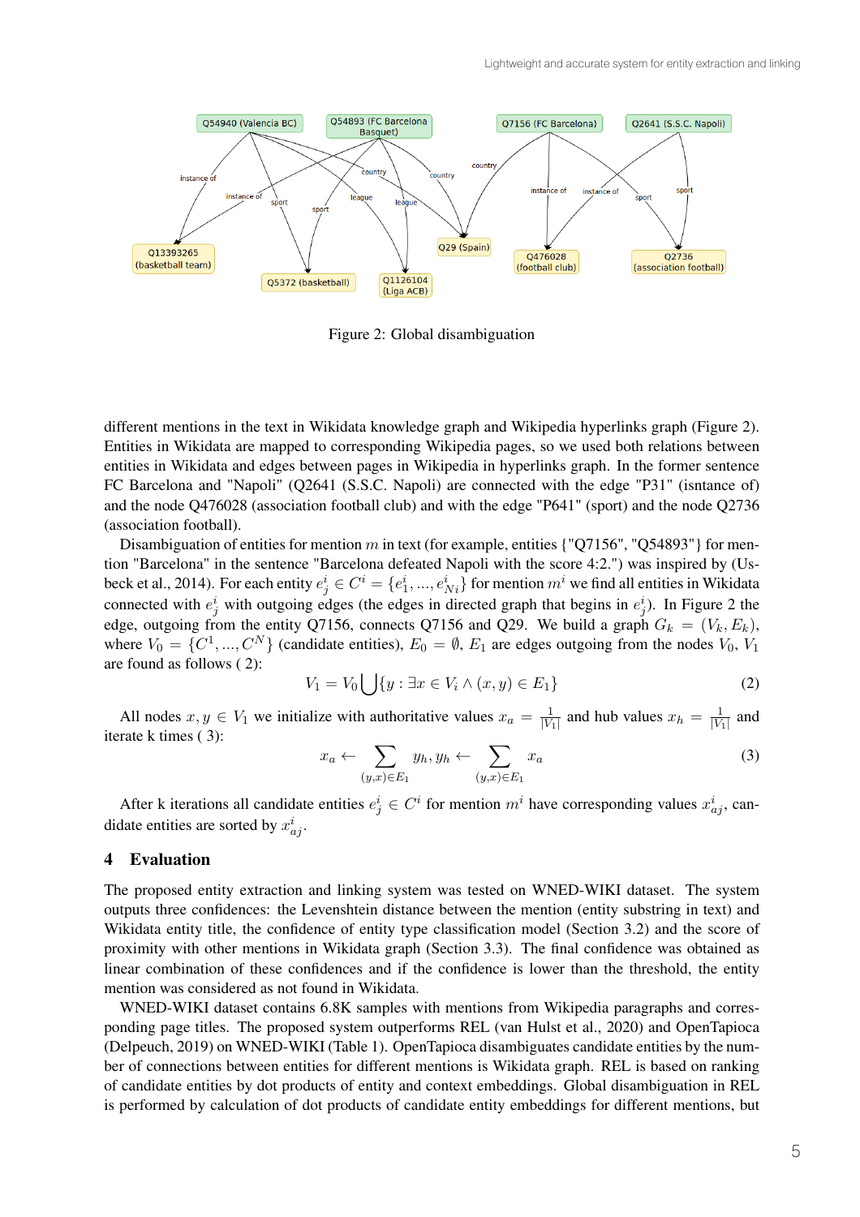Figure 2: Global disambiguation

different mentions in the text in Wikidata knowledge graph and Wikipedia hyperlinks graph (Figure 2). Entities in Wikidata are mapped to corresponding Wikipedia pages, so we used both relations between entities in Wikidata and edges between pages in Wikipedia in hyperlinks graph. In the former sentence FC Barcelona and "Napoli" (Q2641 (S.S.C. Napoli) are connected with the edge "P31" (isntance of) and the node Q476028 (association football club) and with the edge "P641" (sport) and the node Q2736 (association football).

Disambiguation of entities for mention $m$ in text (for example, entities {"Q7156", "Q54893"} for mention "Barcelona" in the sentence "Barcelona defeated Napoli with the score 4:2.") was inspired by (Usbeck et al., 2014). For each entity $e^i_j \in C^i = \{e^i_1, ..., e^i_{Ni}\}$ for mention $m^i$ we find all entities in Wikidata connected with $e^i_j$ with outgoing edges (the edges in directed graph that begins in $e^i_j$). In Figure 2 the edge, outgoing from the entity Q7156, connects Q7156 and Q29. We build a graph $G_k = (V_k, E_k)$, where $V_0 = \{C^1, ..., C^N\}$ (candidate entities), $E_0 = \emptyset$, $E_1$ are edges outgoing from the nodes $V_0$, $V_1$ are found as follows ( 2):

$$V_1 = V_0 \bigcup \{y : \exists x \in V_i \wedge (x, y) \in E_1\} \tag{2}$$

All nodes $x, y \in V_1$ we initialize with authoritative values $x_a = \frac{1}{|V_1|}$ and hub values $x_h = \frac{1}{|V_1|}$ and iterate k times ( 3):

$$x_a \leftarrow \sum_{(y,x)\in E_1} y_h, y_h \leftarrow \sum_{(y,x)\in E_1} x_a \tag{3}$$

After k iterations all candidate entities $e^i_j \in C^i$ for mention $m^i$ have corresponding values $x^i_{aj}$, candidate entities are sorted by $x^i_{aj}$.

## 4 Evaluation

The proposed entity extraction and linking system was tested on WNED-WIKI dataset. The system outputs three confidences: the Levenshtein distance between the mention (entity substring in text) and Wikidata entity title, the confidence of entity type classification model (Section 3.2) and the score of proximity with other mentions in Wikidata graph (Section 3.3). The final confidence was obtained as linear combination of these confidences and if the confidence is lower than the threshold, the entity mention was considered as not found in Wikidata.

WNED-WIKI dataset contains 6.8K samples with mentions from Wikipedia paragraphs and corresponding page titles. The proposed system outperforms REL (van Hulst et al., 2020) and OpenTapioca (Delpeuch, 2019) on WNED-WIKI (Table 1). OpenTapioca disambiguates candidate entities by the number of connections between entities for different mentions is Wikidata graph. REL is based on ranking of candidate entities by dot products of entity and context embeddings. Global disambiguation in REL is performed by calculation of dot products of candidate entity embeddings for different mentions, but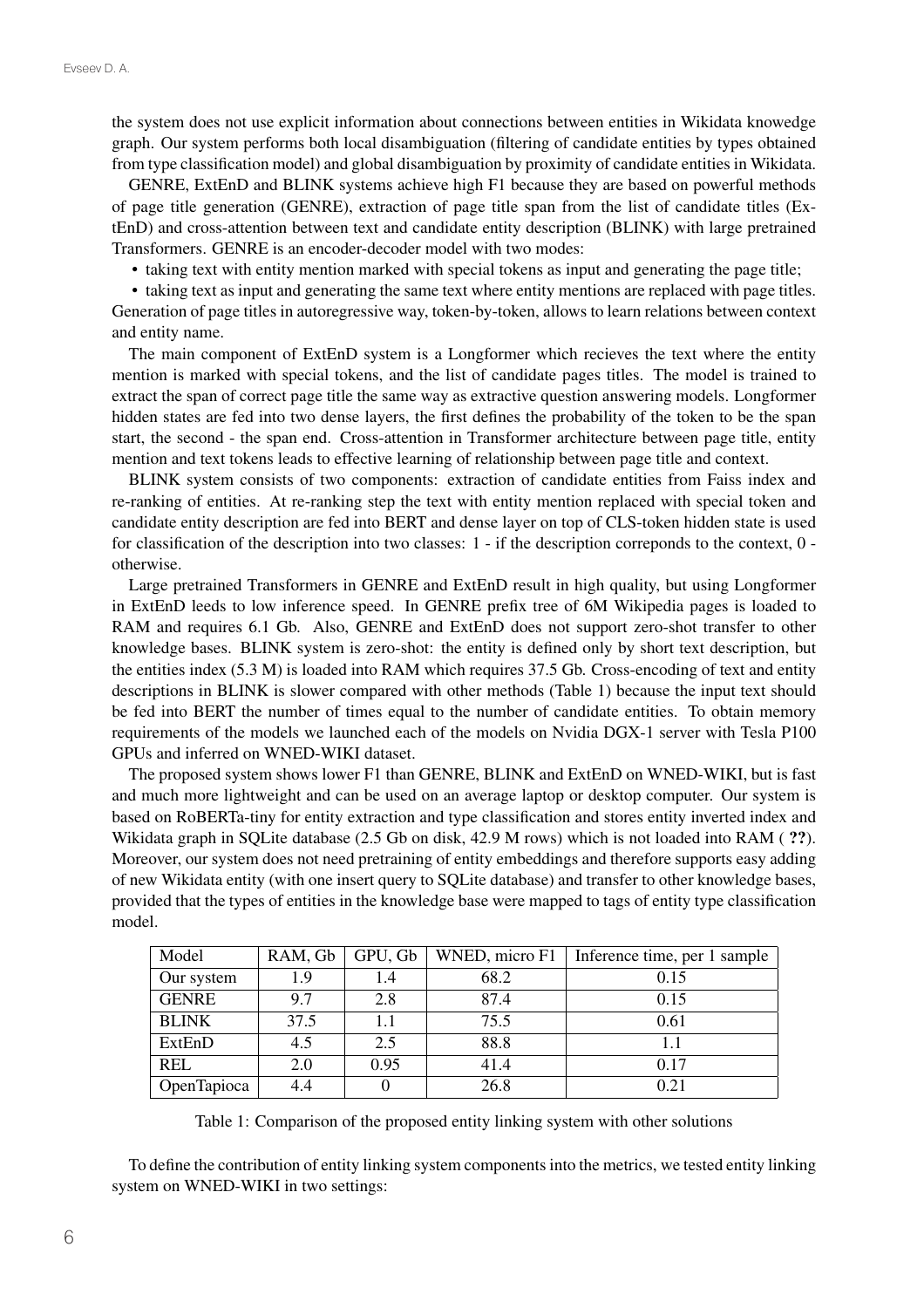the system does not use explicit information about connections between entities in Wikidata knowedge graph. Our system performs both local disambiguation (filtering of candidate entities by types obtained from type classification model) and global disambiguation by proximity of candidate entities in Wikidata.

GENRE, ExtEnD and BLINK systems achieve high F1 because they are based on powerful methods of page title generation (GENRE), extraction of page title span from the list of candidate titles (ExtEnD) and cross-attention between text and candidate entity description (BLINK) with large pretrained Transformers. GENRE is an encoder-decoder model with two modes:

- taking text with entity mention marked with special tokens as input and generating the page title;
- taking text as input and generating the same text where entity mentions are replaced with page titles.

Generation of page titles in autoregressive way, token-by-token, allows to learn relations between context and entity name.

The main component of ExtEnD system is a Longformer which recieves the text where the entity mention is marked with special tokens, and the list of candidate pages titles. The model is trained to extract the span of correct page title the same way as extractive question answering models. Longformer hidden states are fed into two dense layers, the first defines the probability of the token to be the span start, the second - the span end. Cross-attention in Transformer architecture between page title, entity mention and text tokens leads to effective learning of relationship between page title and context.

BLINK system consists of two components: extraction of candidate entities from Faiss index and re-ranking of entities. At re-ranking step the text with entity mention replaced with special token and candidate entity description are fed into BERT and dense layer on top of CLS-token hidden state is used for classification of the description into two classes: 1 - if the description correponds to the context, 0 - otherwise.

Large pretrained Transformers in GENRE and ExtEnD result in high quality, but using Longformer in ExtEnD leeds to low inference speed. In GENRE prefix tree of 6M Wikipedia pages is loaded to RAM and requires 6.1 Gb. Also, GENRE and ExtEnD does not support zero-shot transfer to other knowledge bases. BLINK system is zero-shot: the entity is defined only by short text description, but the entities index (5.3 M) is loaded into RAM which requires 37.5 Gb. Cross-encoding of text and entity descriptions in BLINK is slower compared with other methods (Table 1) because the input text should be fed into BERT the number of times equal to the number of candidate entities. To obtain memory requirements of the models we launched each of the models on Nvidia DGX-1 server with Tesla P100 GPUs and inferred on WNED-WIKI dataset.

The proposed system shows lower F1 than GENRE, BLINK and ExtEnD on WNED-WIKI, but is fast and much more lightweight and can be used on an average laptop or desktop computer. Our system is based on RoBERTa-tiny for entity extraction and type classification and stores entity inverted index and Wikidata graph in SQLite database (2.5 Gb on disk, 42.9 M rows) which is not loaded into RAM ( **??**). Moreover, our system does not need pretraining of entity embeddings and therefore supports easy adding of new Wikidata entity (with one insert query to SQLite database) and transfer to other knowledge bases, provided that the types of entities in the knowledge base were mapped to tags of entity type classification model.

| Model | RAM, Gb | GPU, Gb | WNED, micro F1 | Inference time, per 1 sample |
|---|---|---|---|---|
| Our system | 1.9 | 1.4 | 68.2 | 0.15 |
| GENRE | 9.7 | 2.8 | 87.4 | 0.15 |
| BLINK | 37.5 | 1.1 | 75.5 | 0.61 |
| ExtEnD | 4.5 | 2.5 | 88.8 | 1.1 |
| REL | 2.0 | 0.95 | 41.4 | 0.17 |
| OpenTapioca | 4.4 | 0 | 26.8 | 0.21 |

Table 1: Comparison of the proposed entity linking system with other solutions

To define the contribution of entity linking system components into the metrics, we tested entity linking system on WNED-WIKI in two settings: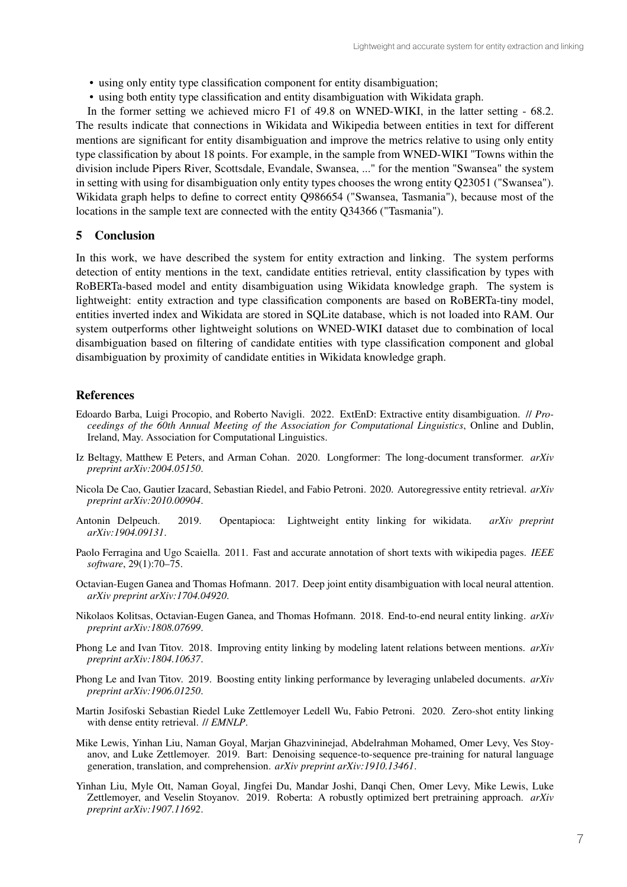- using only entity type classification component for entity disambiguation;
- using both entity type classification and entity disambiguation with Wikidata graph.

In the former setting we achieved micro F1 of 49.8 on WNED-WIKI, in the latter setting - 68.2. The results indicate that connections in Wikidata and Wikipedia between entities in text for different mentions are significant for entity disambiguation and improve the metrics relative to using only entity type classification by about 18 points. For example, in the sample from WNED-WIKI "Towns within the division include Pipers River, Scottsdale, Evandale, Swansea, ..." for the mention "Swansea" the system in setting with using for disambiguation only entity types chooses the wrong entity Q23051 ("Swansea"). Wikidata graph helps to define to correct entity Q986654 ("Swansea, Tasmania"), because most of the locations in the sample text are connected with the entity Q34366 ("Tasmania").

## 5 Conclusion

In this work, we have described the system for entity extraction and linking. The system performs detection of entity mentions in the text, candidate entities retrieval, entity classification by types with RoBERTa-based model and entity disambiguation using Wikidata knowledge graph. The system is lightweight: entity extraction and type classification components are based on RoBERTa-tiny model, entities inverted index and Wikidata are stored in SQLite database, which is not loaded into RAM. Our system outperforms other lightweight solutions on WNED-WIKI dataset due to combination of local disambiguation based on filtering of candidate entities with type classification component and global disambiguation by proximity of candidate entities in Wikidata knowledge graph.

## References

Edoardo Barba, Luigi Procopio, and Roberto Navigli. 2022. ExtEnD: Extractive entity disambiguation. // *Proceedings of the 60th Annual Meeting of the Association for Computational Linguistics*, Online and Dublin, Ireland, May. Association for Computational Linguistics.

Iz Beltagy, Matthew E Peters, and Arman Cohan. 2020. Longformer: The long-document transformer. *arXiv preprint arXiv:2004.05150*.

Nicola De Cao, Gautier Izacard, Sebastian Riedel, and Fabio Petroni. 2020. Autoregressive entity retrieval. *arXiv preprint arXiv:2010.00904*.

Antonin Delpeuch. 2019. Opentapioca: Lightweight entity linking for wikidata. *arXiv preprint arXiv:1904.09131*.

Paolo Ferragina and Ugo Scaiella. 2011. Fast and accurate annotation of short texts with wikipedia pages. *IEEE software*, 29(1):70–75.

Octavian-Eugen Ganea and Thomas Hofmann. 2017. Deep joint entity disambiguation with local neural attention. *arXiv preprint arXiv:1704.04920*.

Nikolaos Kolitsas, Octavian-Eugen Ganea, and Thomas Hofmann. 2018. End-to-end neural entity linking. *arXiv preprint arXiv:1808.07699*.

Phong Le and Ivan Titov. 2018. Improving entity linking by modeling latent relations between mentions. *arXiv preprint arXiv:1804.10637*.

Phong Le and Ivan Titov. 2019. Boosting entity linking performance by leveraging unlabeled documents. *arXiv preprint arXiv:1906.01250*.

Martin Josifoski Sebastian Riedel Luke Zettlemoyer Ledell Wu, Fabio Petroni. 2020. Zero-shot entity linking with dense entity retrieval. // *EMNLP*.

Mike Lewis, Yinhan Liu, Naman Goyal, Marjan Ghazvininejad, Abdelrahman Mohamed, Omer Levy, Ves Stoyanov, and Luke Zettlemoyer. 2019. Bart: Denoising sequence-to-sequence pre-training for natural language generation, translation, and comprehension. *arXiv preprint arXiv:1910.13461*.

Yinhan Liu, Myle Ott, Naman Goyal, Jingfei Du, Mandar Joshi, Danqi Chen, Omer Levy, Mike Lewis, Luke Zettlemoyer, and Veselin Stoyanov. 2019. Roberta: A robustly optimized bert pretraining approach. *arXiv preprint arXiv:1907.11692*.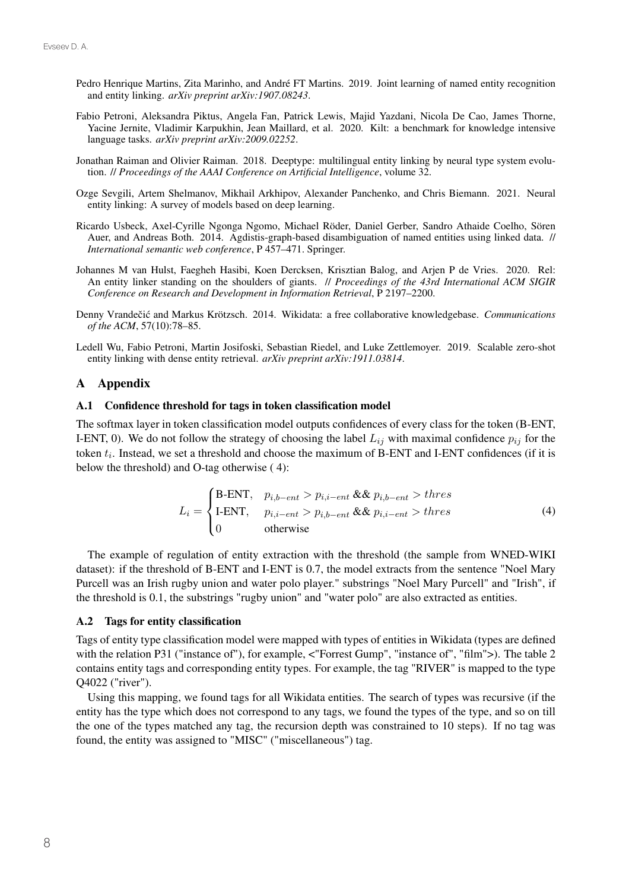Pedro Henrique Martins, Zita Marinho, and André FT Martins. 2019. Joint learning of named entity recognition and entity linking. *arXiv preprint arXiv:1907.08243*.

Fabio Petroni, Aleksandra Piktus, Angela Fan, Patrick Lewis, Majid Yazdani, Nicola De Cao, James Thorne, Yacine Jernite, Vladimir Karpukhin, Jean Maillard, et al. 2020. Kilt: a benchmark for knowledge intensive language tasks. *arXiv preprint arXiv:2009.02252*.

Jonathan Raiman and Olivier Raiman. 2018. Deeptype: multilingual entity linking by neural type system evolution. // *Proceedings of the AAAI Conference on Artificial Intelligence*, volume 32.

Ozge Sevgili, Artem Shelmanov, Mikhail Arkhipov, Alexander Panchenko, and Chris Biemann. 2021. Neural entity linking: A survey of models based on deep learning.

Ricardo Usbeck, Axel-Cyrille Ngonga Ngomo, Michael Röder, Daniel Gerber, Sandro Athaide Coelho, Sören Auer, and Andreas Both. 2014. Agdistis-graph-based disambiguation of named entities using linked data. // *International semantic web conference*, P 457–471. Springer.

Johannes M van Hulst, Faegheh Hasibi, Koen Dercksen, Krisztian Balog, and Arjen P de Vries. 2020. Rel: An entity linker standing on the shoulders of giants. // *Proceedings of the 43rd International ACM SIGIR Conference on Research and Development in Information Retrieval*, P 2197–2200.

Denny Vrandečić and Markus Krötzsch. 2014. Wikidata: a free collaborative knowledgebase. *Communications of the ACM*, 57(10):78–85.

Ledell Wu, Fabio Petroni, Martin Josifoski, Sebastian Riedel, and Luke Zettlemoyer. 2019. Scalable zero-shot entity linking with dense entity retrieval. *arXiv preprint arXiv:1911.03814*.

## A Appendix

### A.1 Confidence threshold for tags in token classification model

The softmax layer in token classification model outputs confidences of every class for the token (B-ENT, I-ENT, 0). We do not follow the strategy of choosing the label $L_{ij}$ with maximal confidence $p_{ij}$ for the token $t_i$. Instead, we set a threshold and choose the maximum of B-ENT and I-ENT confidences (if it is below the threshold) and O-tag otherwise ( 4):

$$L_i = \begin{cases} \text{B-ENT}, & p_{i,b-ent} > p_{i,i-ent} \; \&\& \; p_{i,b-ent} > thres \\ \text{I-ENT}, & p_{i,i-ent} > p_{i,b-ent} \; \&\& \; p_{i,i-ent} > thres \\ 0 & \text{otherwise} \end{cases} \tag{4}$$

The example of regulation of entity extraction with the threshold (the sample from WNED-WIKI dataset): if the threshold of B-ENT and I-ENT is 0.7, the model extracts from the sentence "Noel Mary Purcell was an Irish rugby union and water polo player." substrings "Noel Mary Purcell" and "Irish", if the threshold is 0.1, the substrings "rugby union" and "water polo" are also extracted as entities.

### A.2 Tags for entity classification

Tags of entity type classification model were mapped with types of entities in Wikidata (types are defined with the relation P31 ("instance of"), for example, <"Forrest Gump", "instance of", "film">). The table 2 contains entity tags and corresponding entity types. For example, the tag "RIVER" is mapped to the type Q4022 ("river").

Using this mapping, we found tags for all Wikidata entities. The search of types was recursive (if the entity has the type which does not correspond to any tags, we found the types of the type, and so on till the one of the types matched any tag, the recursion depth was constrained to 10 steps). If no tag was found, the entity was assigned to "MISC" ("miscellaneous") tag.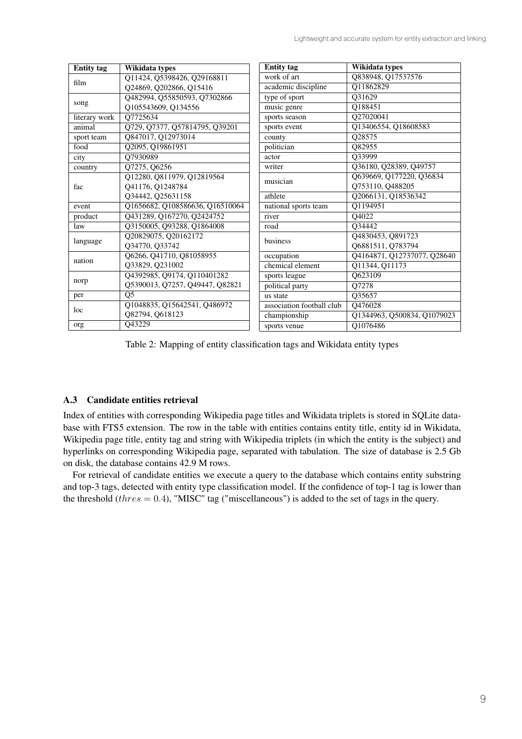| Entity tag | Wikidata types |
|---|---|
| film | Q11424, Q5398426, Q29168811 Q24869, Q202866, Q15416 |
| song | Q482994, Q55850593, Q7302866 Q105543609, Q134556 |
| literary work | Q7725634 |
| animal | Q729, Q7377, Q57814795, Q39201 |
| sport team | Q847017, Q12973014 |
| food | Q2095, Q19861951 |
| city | Q7930989 |
| country | Q7275, Q6256 |
| fac | Q12280, Q811979, Q12819564 Q41176, Q1248784 Q34442, Q25631158 |
| event | Q1656682, Q108586636, Q16510064 |
| product | Q431289, Q167270, Q2424752 |
| law | Q3150005, Q93288, Q1864008 |
| language | Q20829075, Q20162172 Q34770, Q33742 |
| nation | Q6266, Q41710, Q81058955 Q33829, Q231002 |
| norp | Q4392985, Q9174, Q110401282 Q5390013, Q7257, Q49447, Q82821 |
| per | Q5 |
| loc | Q1048835, Q15642541, Q486972 Q82794, Q618123 |
| org | Q43229 |

| Entity tag | Wikidata types |
|---|---|
| work of art | Q838948, Q17537576 |
| academic discipline | Q11862829 |
| type of sport | Q31629 |
| music genre | Q188451 |
| sports season | Q27020041 |
| sports event | Q13406554, Q18608583 |
| county | Q28575 |
| politician | Q82955 |
| actor | Q33999 |
| writer | Q36180, Q28389, Q49757 |
| musician | Q639669, Q177220, Q36834 Q753110, Q488205 |
| athlete | Q2066131, Q18536342 |
| national sports team | Q1194951 |
| river | Q4022 |
| road | Q34442 |
| business | Q4830453, Q891723 Q6881511, Q783794 |
| occupation | Q4164871, Q12737077, Q28640 |
| chemical element | Q11344, Q11173 |
| sports league | Q623109 |
| political party | Q7278 |
| us state | Q35657 |
| association football club | Q476028 |
| championship | Q1344963, Q500834, Q1079023 |
| sports venue | Q1076486 |

Table 2: Mapping of entity classification tags and Wikidata entity types

### A.3 Candidate entities retrieval

Index of entities with corresponding Wikipedia page titles and Wikidata triplets is stored in SQLite database with FTS5 extension. The row in the table with entities contains entity title, entity id in Wikidata, Wikipedia page title, entity tag and string with Wikipedia triplets (in which the entity is the subject) and hyperlinks on corresponding Wikipedia page, separated with tabulation. The size of database is 2.5 Gb on disk, the database contains 42.9 M rows.

For retrieval of candidate entities we execute a query to the database which contains entity substring and top-3 tags, detected with entity type classification model. If the confidence of top-1 tag is lower than the threshold ($thres = 0.4$), "MISC" tag ("miscellaneous") is added to the set of tags in the query.